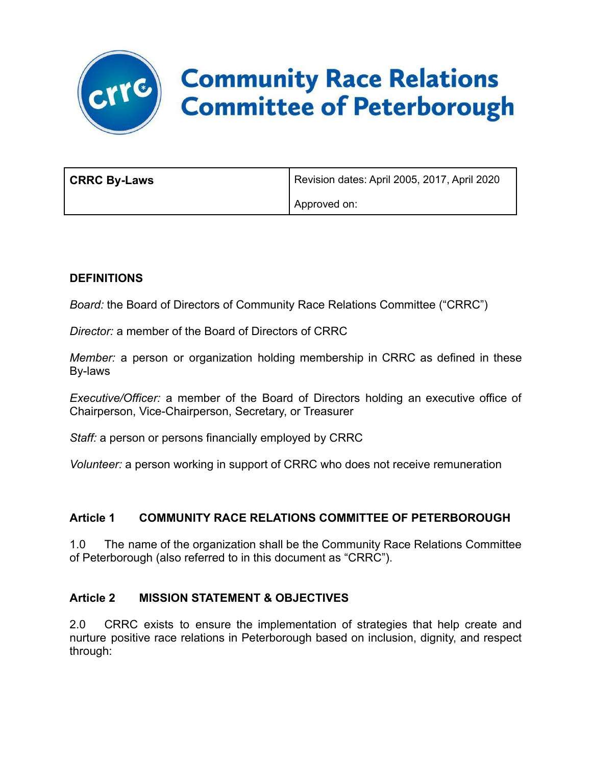# Community Race Relations Committee of Peterborough

| **CRRC By-Laws** | Revision dates: April 2005, 2017, April 2020<br><br>Approved on: |
|---|---|

## DEFINITIONS

*Board:* the Board of Directors of Community Race Relations Committee ("CRRC")

*Director:* a member of the Board of Directors of CRRC

*Member:* a person or organization holding membership in CRRC as defined in these By-laws

*Executive/Officer:* a member of the Board of Directors holding an executive office of Chairperson, Vice-Chairperson, Secretary, or Treasurer

*Staff:* a person or persons financially employed by CRRC

*Volunteer:* a person working in support of CRRC who does not receive remuneration

## Article 1 COMMUNITY RACE RELATIONS COMMITTEE OF PETERBOROUGH

1.0 The name of the organization shall be the Community Race Relations Committee of Peterborough (also referred to in this document as "CRRC").

## Article 2 MISSION STATEMENT & OBJECTIVES

2.0 CRRC exists to ensure the implementation of strategies that help create and nurture positive race relations in Peterborough based on inclusion, dignity, and respect through: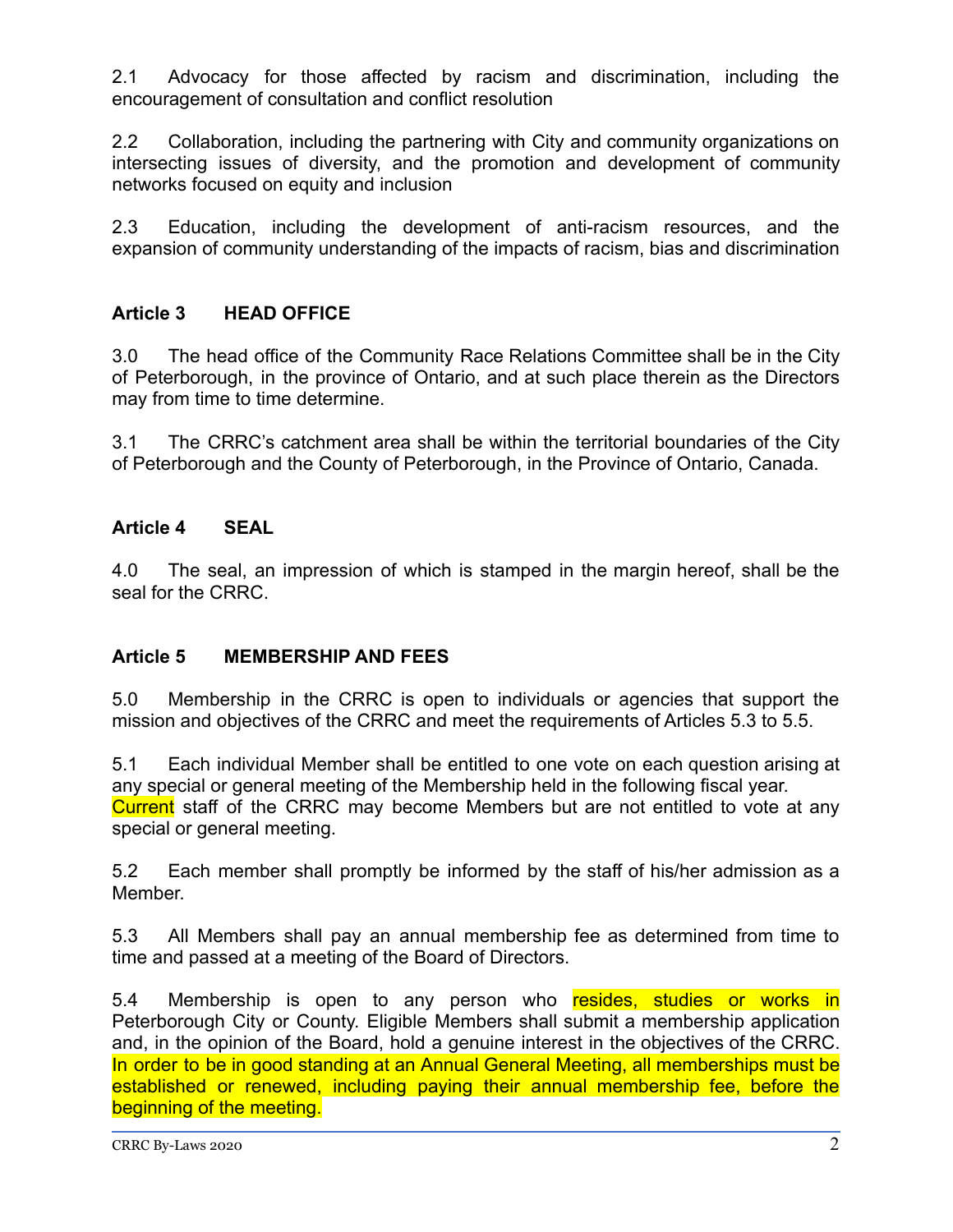2.1 Advocacy for those affected by racism and discrimination, including the encouragement of consultation and conflict resolution

2.2 Collaboration, including the partnering with City and community organizations on intersecting issues of diversity, and the promotion and development of community networks focused on equity and inclusion

2.3 Education, including the development of anti-racism resources, and the expansion of community understanding of the impacts of racism, bias and discrimination

## Article 3 HEAD OFFICE

3.0 The head office of the Community Race Relations Committee shall be in the City of Peterborough, in the province of Ontario, and at such place therein as the Directors may from time to time determine.

3.1 The CRRC's catchment area shall be within the territorial boundaries of the City of Peterborough and the County of Peterborough, in the Province of Ontario, Canada.

## Article 4 SEAL

4.0 The seal, an impression of which is stamped in the margin hereof, shall be the seal for the CRRC.

## Article 5 MEMBERSHIP AND FEES

5.0 Membership in the CRRC is open to individuals or agencies that support the mission and objectives of the CRRC and meet the requirements of Articles 5.3 to 5.5.

5.1 Each individual Member shall be entitled to one vote on each question arising at any special or general meeting of the Membership held in the following fiscal year. Current staff of the CRRC may become Members but are not entitled to vote at any special or general meeting.

5.2 Each member shall promptly be informed by the staff of his/her admission as a Member.

5.3 All Members shall pay an annual membership fee as determined from time to time and passed at a meeting of the Board of Directors.

5.4 Membership is open to any person who resides, studies or works in Peterborough City or County. Eligible Members shall submit a membership application and, in the opinion of the Board, hold a genuine interest in the objectives of the CRRC. In order to be in good standing at an Annual General Meeting, all memberships must be established or renewed, including paying their annual membership fee, before the beginning of the meeting.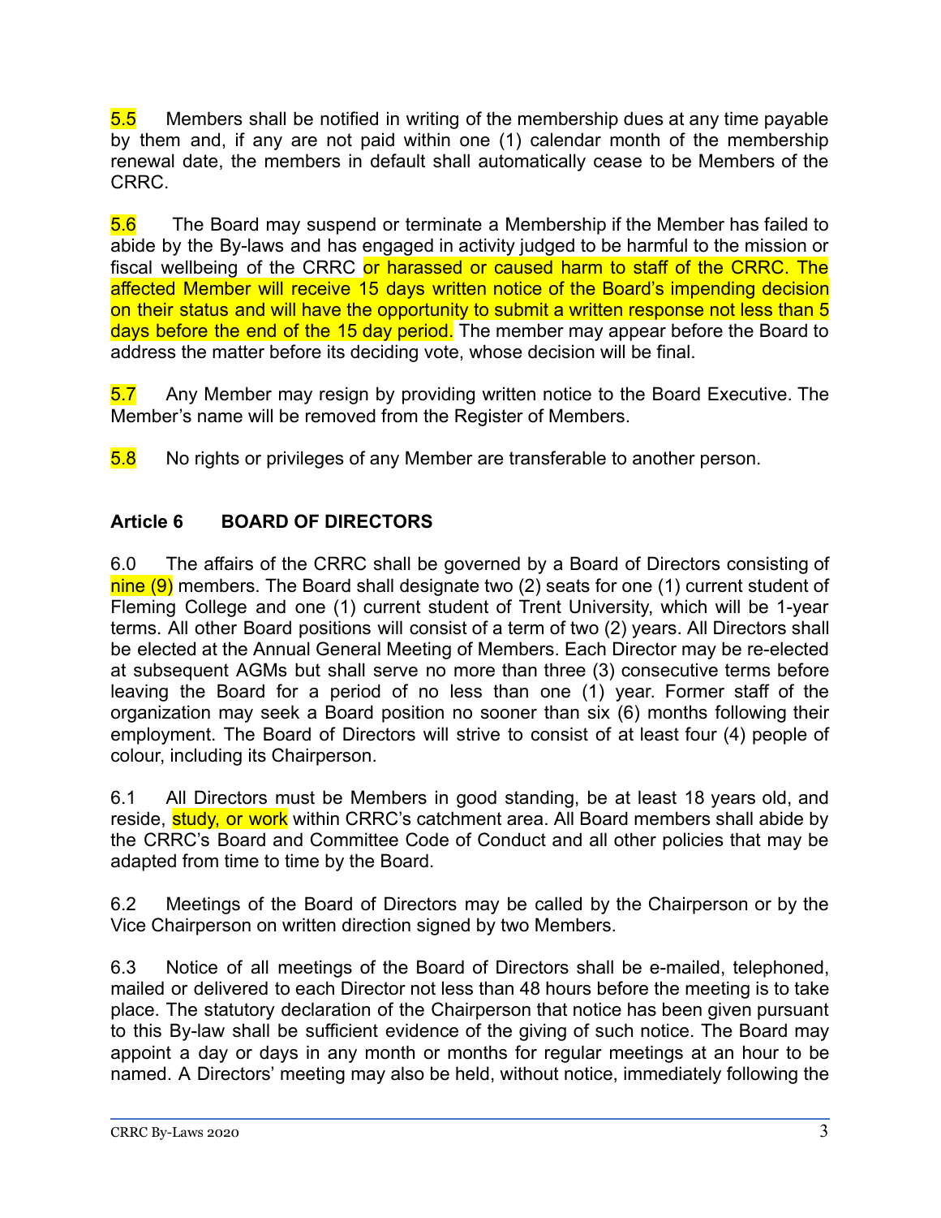5.5 Members shall be notified in writing of the membership dues at any time payable by them and, if any are not paid within one (1) calendar month of the membership renewal date, the members in default shall automatically cease to be Members of the CRRC.

5.6 The Board may suspend or terminate a Membership if the Member has failed to abide by the By-laws and has engaged in activity judged to be harmful to the mission or fiscal wellbeing of the CRRC or harassed or caused harm to staff of the CRRC. The affected Member will receive 15 days written notice of the Board's impending decision on their status and will have the opportunity to submit a written response not less than 5 days before the end of the 15 day period. The member may appear before the Board to address the matter before its deciding vote, whose decision will be final.

5.7 Any Member may resign by providing written notice to the Board Executive. The Member's name will be removed from the Register of Members.

5.8 No rights or privileges of any Member are transferable to another person.

## Article 6 BOARD OF DIRECTORS

6.0 The affairs of the CRRC shall be governed by a Board of Directors consisting of nine (9) members. The Board shall designate two (2) seats for one (1) current student of Fleming College and one (1) current student of Trent University, which will be 1-year terms. All other Board positions will consist of a term of two (2) years. All Directors shall be elected at the Annual General Meeting of Members. Each Director may be re-elected at subsequent AGMs but shall serve no more than three (3) consecutive terms before leaving the Board for a period of no less than one (1) year. Former staff of the organization may seek a Board position no sooner than six (6) months following their employment. The Board of Directors will strive to consist of at least four (4) people of colour, including its Chairperson.

6.1 All Directors must be Members in good standing, be at least 18 years old, and reside, study, or work within CRRC's catchment area. All Board members shall abide by the CRRC's Board and Committee Code of Conduct and all other policies that may be adapted from time to time by the Board.

6.2 Meetings of the Board of Directors may be called by the Chairperson or by the Vice Chairperson on written direction signed by two Members.

6.3 Notice of all meetings of the Board of Directors shall be e-mailed, telephoned, mailed or delivered to each Director not less than 48 hours before the meeting is to take place. The statutory declaration of the Chairperson that notice has been given pursuant to this By-law shall be sufficient evidence of the giving of such notice. The Board may appoint a day or days in any month or months for regular meetings at an hour to be named. A Directors' meeting may also be held, without notice, immediately following the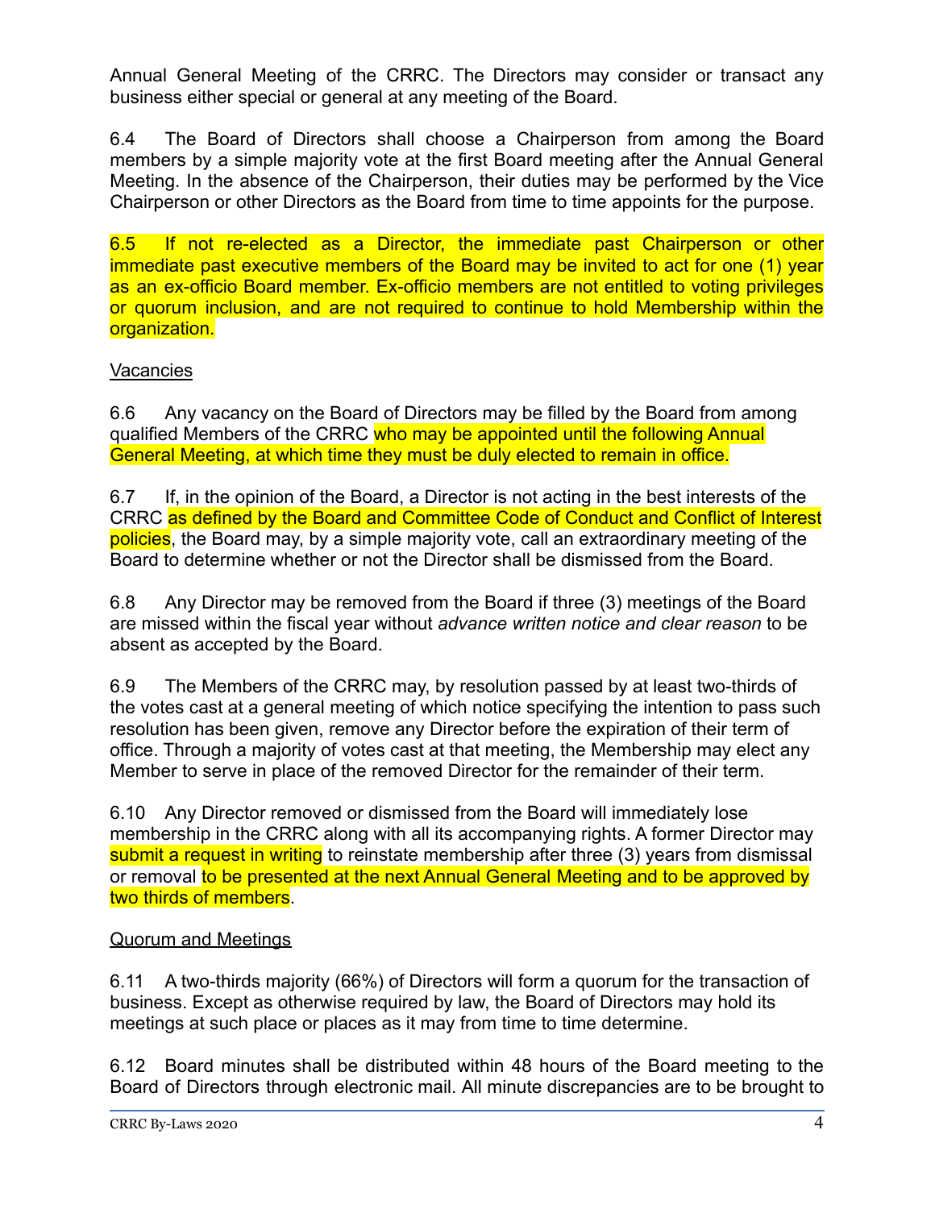Annual General Meeting of the CRRC. The Directors may consider or transact any business either special or general at any meeting of the Board.

6.4 The Board of Directors shall choose a Chairperson from among the Board members by a simple majority vote at the first Board meeting after the Annual General Meeting. In the absence of the Chairperson, their duties may be performed by the Vice Chairperson or other Directors as the Board from time to time appoints for the purpose.

6.5 If not re-elected as a Director, the immediate past Chairperson or other immediate past executive members of the Board may be invited to act for one (1) year as an ex-officio Board member. Ex-officio members are not entitled to voting privileges or quorum inclusion, and are not required to continue to hold Membership within the organization.

Vacancies

6.6 Any vacancy on the Board of Directors may be filled by the Board from among qualified Members of the CRRC who may be appointed until the following Annual General Meeting, at which time they must be duly elected to remain in office.

6.7 If, in the opinion of the Board, a Director is not acting in the best interests of the CRRC as defined by the Board and Committee Code of Conduct and Conflict of Interest policies, the Board may, by a simple majority vote, call an extraordinary meeting of the Board to determine whether or not the Director shall be dismissed from the Board.

6.8 Any Director may be removed from the Board if three (3) meetings of the Board are missed within the fiscal year without *advance written notice and clear reason* to be absent as accepted by the Board.

6.9 The Members of the CRRC may, by resolution passed by at least two-thirds of the votes cast at a general meeting of which notice specifying the intention to pass such resolution has been given, remove any Director before the expiration of their term of office. Through a majority of votes cast at that meeting, the Membership may elect any Member to serve in place of the removed Director for the remainder of their term.

6.10 Any Director removed or dismissed from the Board will immediately lose membership in the CRRC along with all its accompanying rights. A former Director may submit a request in writing to reinstate membership after three (3) years from dismissal or removal to be presented at the next Annual General Meeting and to be approved by two thirds of members.

Quorum and Meetings

6.11 A two-thirds majority (66%) of Directors will form a quorum for the transaction of business. Except as otherwise required by law, the Board of Directors may hold its meetings at such place or places as it may from time to time determine.

6.12 Board minutes shall be distributed within 48 hours of the Board meeting to the Board of Directors through electronic mail. All minute discrepancies are to be brought to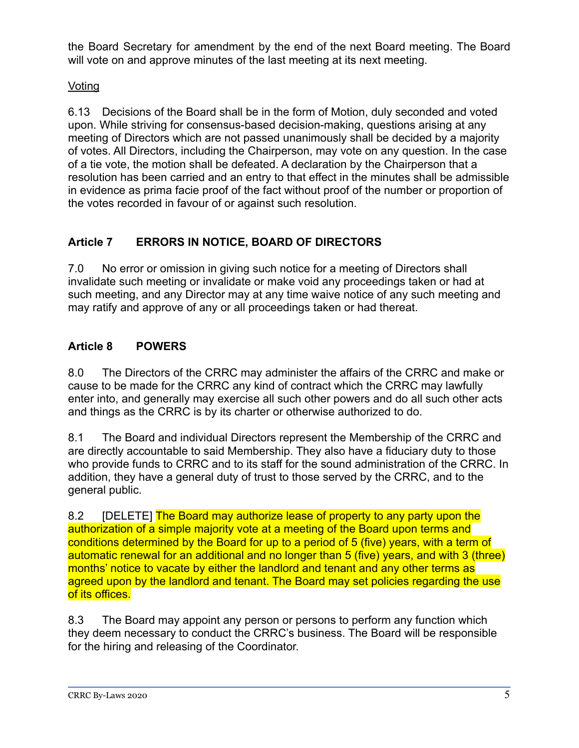the Board Secretary for amendment by the end of the next Board meeting. The Board will vote on and approve minutes of the last meeting at its next meeting.

Voting

6.13 Decisions of the Board shall be in the form of Motion, duly seconded and voted upon. While striving for consensus-based decision-making, questions arising at any meeting of Directors which are not passed unanimously shall be decided by a majority of votes. All Directors, including the Chairperson, may vote on any question. In the case of a tie vote, the motion shall be defeated. A declaration by the Chairperson that a resolution has been carried and an entry to that effect in the minutes shall be admissible in evidence as prima facie proof of the fact without proof of the number or proportion of the votes recorded in favour of or against such resolution.

## Article 7 ERRORS IN NOTICE, BOARD OF DIRECTORS

7.0 No error or omission in giving such notice for a meeting of Directors shall invalidate such meeting or invalidate or make void any proceedings taken or had at such meeting, and any Director may at any time waive notice of any such meeting and may ratify and approve of any or all proceedings taken or had thereat.

## Article 8 POWERS

8.0 The Directors of the CRRC may administer the affairs of the CRRC and make or cause to be made for the CRRC any kind of contract which the CRRC may lawfully enter into, and generally may exercise all such other powers and do all such other acts and things as the CRRC is by its charter or otherwise authorized to do.

8.1 The Board and individual Directors represent the Membership of the CRRC and are directly accountable to said Membership. They also have a fiduciary duty to those who provide funds to CRRC and to its staff for the sound administration of the CRRC. In addition, they have a general duty of trust to those served by the CRRC, and to the general public.

8.2 [DELETE] The Board may authorize lease of property to any party upon the authorization of a simple majority vote at a meeting of the Board upon terms and conditions determined by the Board for up to a period of 5 (five) years, with a term of automatic renewal for an additional and no longer than 5 (five) years, and with 3 (three) months' notice to vacate by either the landlord and tenant and any other terms as agreed upon by the landlord and tenant. The Board may set policies regarding the use of its offices.

8.3 The Board may appoint any person or persons to perform any function which they deem necessary to conduct the CRRC's business. The Board will be responsible for the hiring and releasing of the Coordinator.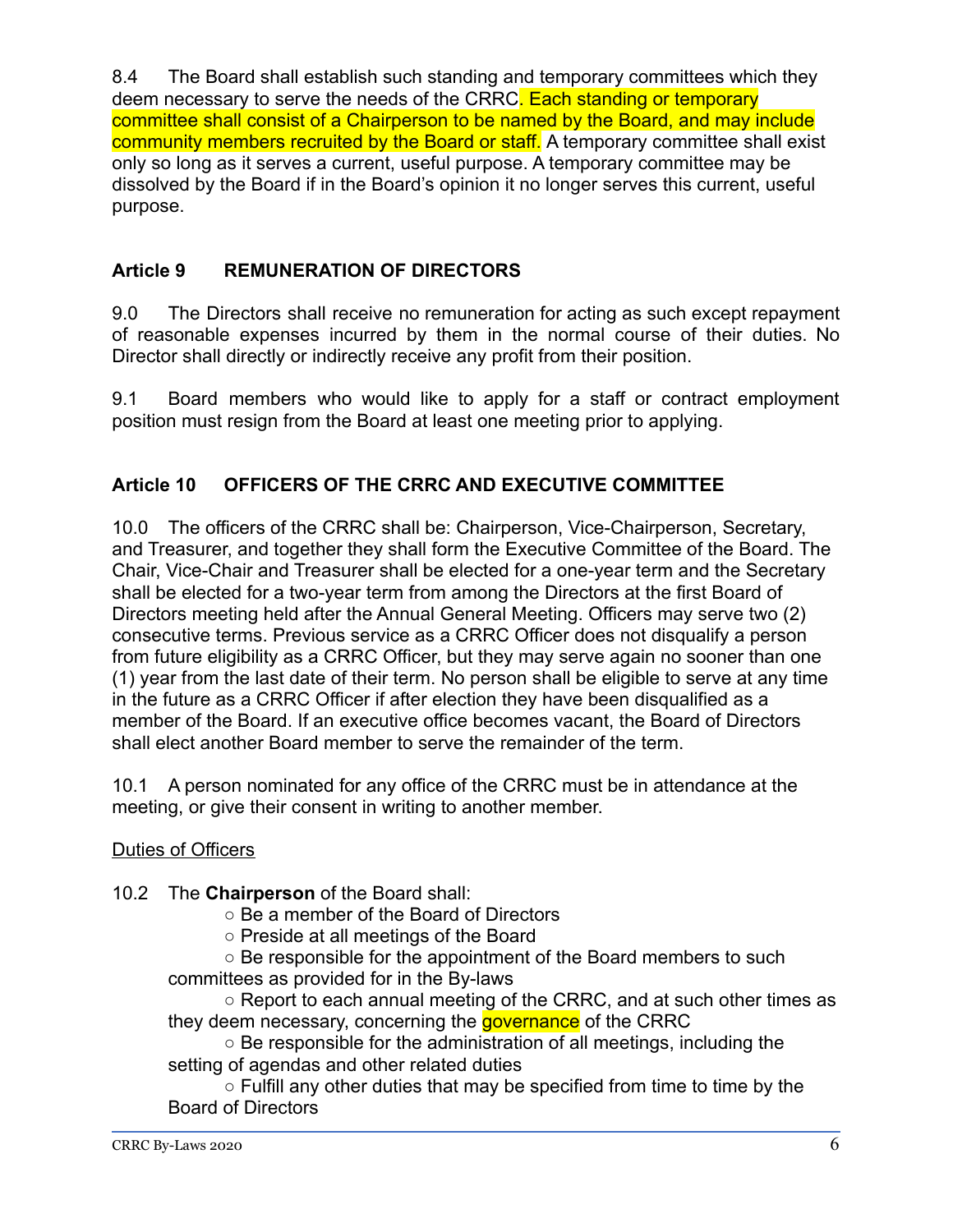8.4 The Board shall establish such standing and temporary committees which they deem necessary to serve the needs of the CRRC. Each standing or temporary committee shall consist of a Chairperson to be named by the Board, and may include community members recruited by the Board or staff. A temporary committee shall exist only so long as it serves a current, useful purpose. A temporary committee may be dissolved by the Board if in the Board's opinion it no longer serves this current, useful purpose.

## Article 9 REMUNERATION OF DIRECTORS

9.0 The Directors shall receive no remuneration for acting as such except repayment of reasonable expenses incurred by them in the normal course of their duties. No Director shall directly or indirectly receive any profit from their position.

9.1 Board members who would like to apply for a staff or contract employment position must resign from the Board at least one meeting prior to applying.

## Article 10 OFFICERS OF THE CRRC AND EXECUTIVE COMMITTEE

10.0 The officers of the CRRC shall be: Chairperson, Vice-Chairperson, Secretary, and Treasurer, and together they shall form the Executive Committee of the Board. The Chair, Vice-Chair and Treasurer shall be elected for a one-year term and the Secretary shall be elected for a two-year term from among the Directors at the first Board of Directors meeting held after the Annual General Meeting. Officers may serve two (2) consecutive terms. Previous service as a CRRC Officer does not disqualify a person from future eligibility as a CRRC Officer, but they may serve again no sooner than one (1) year from the last date of their term. No person shall be eligible to serve at any time in the future as a CRRC Officer if after election they have been disqualified as a member of the Board. If an executive office becomes vacant, the Board of Directors shall elect another Board member to serve the remainder of the term.

10.1 A person nominated for any office of the CRRC must be in attendance at the meeting, or give their consent in writing to another member.

<u>Duties of Officers</u>

10.2 The **Chairperson** of the Board shall:

- Be a member of the Board of Directors
- Preside at all meetings of the Board
- Be responsible for the appointment of the Board members to such committees as provided for in the By-laws
- Report to each annual meeting of the CRRC, and at such other times as they deem necessary, concerning the governance of the CRRC
- Be responsible for the administration of all meetings, including the setting of agendas and other related duties
- Fulfill any other duties that may be specified from time to time by the Board of Directors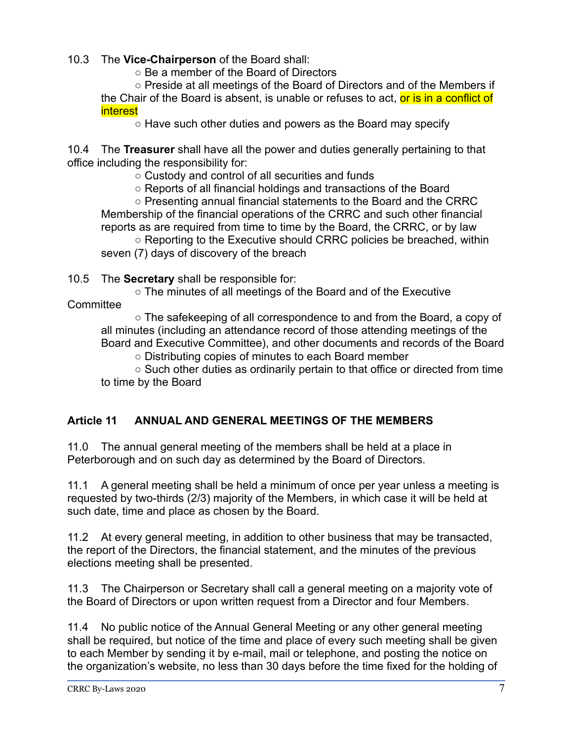10.3 The **Vice-Chairperson** of the Board shall:

- Be a member of the Board of Directors
- Preside at all meetings of the Board of Directors and of the Members if the Chair of the Board is absent, is unable or refuses to act, or is in a conflict of interest
- Have such other duties and powers as the Board may specify

10.4 The **Treasurer** shall have all the power and duties generally pertaining to that office including the responsibility for:

- Custody and control of all securities and funds
- Reports of all financial holdings and transactions of the Board
- Presenting annual financial statements to the Board and the CRRC Membership of the financial operations of the CRRC and such other financial reports as are required from time to time by the Board, the CRRC, or by law
- Reporting to the Executive should CRRC policies be breached, within seven (7) days of discovery of the breach

10.5 The **Secretary** shall be responsible for:

- The minutes of all meetings of the Board and of the Executive Committee
- The safekeeping of all correspondence to and from the Board, a copy of all minutes (including an attendance record of those attending meetings of the Board and Executive Committee), and other documents and records of the Board
- Distributing copies of minutes to each Board member
- Such other duties as ordinarily pertain to that office or directed from time to time by the Board

## Article 11 ANNUAL AND GENERAL MEETINGS OF THE MEMBERS

11.0 The annual general meeting of the members shall be held at a place in Peterborough and on such day as determined by the Board of Directors.

11.1 A general meeting shall be held a minimum of once per year unless a meeting is requested by two-thirds (2/3) majority of the Members, in which case it will be held at such date, time and place as chosen by the Board.

11.2 At every general meeting, in addition to other business that may be transacted, the report of the Directors, the financial statement, and the minutes of the previous elections meeting shall be presented.

11.3 The Chairperson or Secretary shall call a general meeting on a majority vote of the Board of Directors or upon written request from a Director and four Members.

11.4 No public notice of the Annual General Meeting or any other general meeting shall be required, but notice of the time and place of every such meeting shall be given to each Member by sending it by e-mail, mail or telephone, and posting the notice on the organization's website, no less than 30 days before the time fixed for the holding of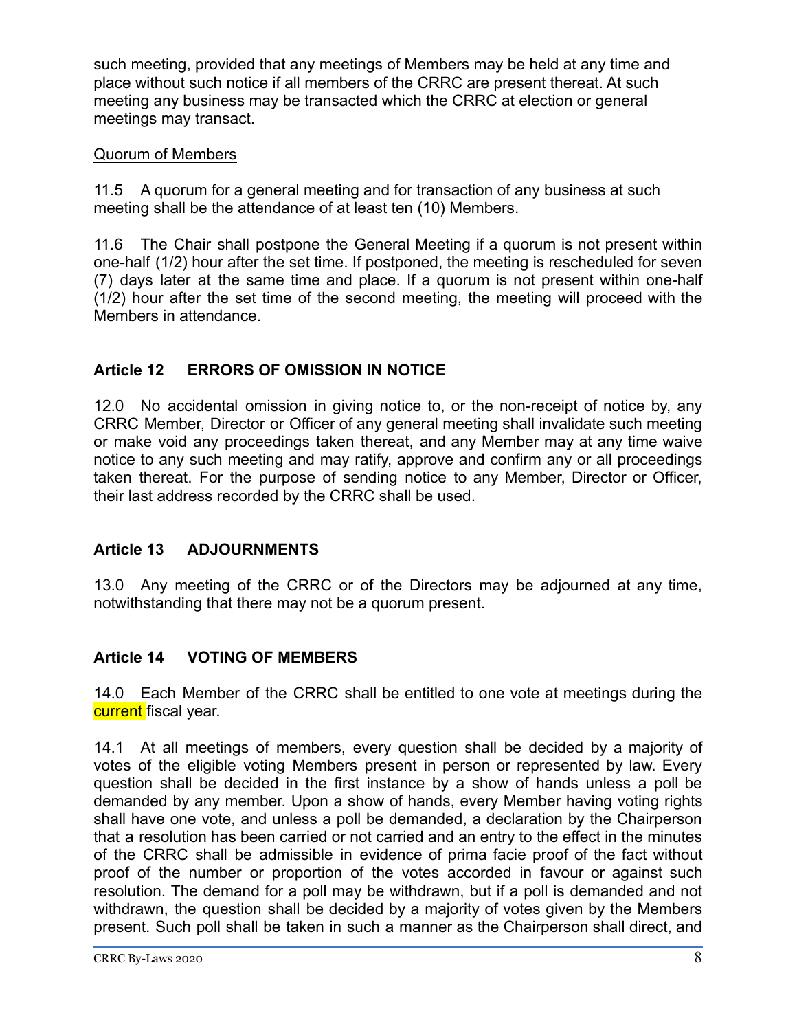such meeting, provided that any meetings of Members may be held at any time and place without such notice if all members of the CRRC are present thereat. At such meeting any business may be transacted which the CRRC at election or general meetings may transact.

Quorum of Members

11.5 A quorum for a general meeting and for transaction of any business at such meeting shall be the attendance of at least ten (10) Members.

11.6 The Chair shall postpone the General Meeting if a quorum is not present within one-half (1/2) hour after the set time. If postponed, the meeting is rescheduled for seven (7) days later at the same time and place. If a quorum is not present within one-half (1/2) hour after the set time of the second meeting, the meeting will proceed with the Members in attendance.

## Article 12 ERRORS OF OMISSION IN NOTICE

12.0 No accidental omission in giving notice to, or the non-receipt of notice by, any CRRC Member, Director or Officer of any general meeting shall invalidate such meeting or make void any proceedings taken thereat, and any Member may at any time waive notice to any such meeting and may ratify, approve and confirm any or all proceedings taken thereat. For the purpose of sending notice to any Member, Director or Officer, their last address recorded by the CRRC shall be used.

## Article 13 ADJOURNMENTS

13.0 Any meeting of the CRRC or of the Directors may be adjourned at any time, notwithstanding that there may not be a quorum present.

## Article 14 VOTING OF MEMBERS

14.0 Each Member of the CRRC shall be entitled to one vote at meetings during the current fiscal year.

14.1 At all meetings of members, every question shall be decided by a majority of votes of the eligible voting Members present in person or represented by law. Every question shall be decided in the first instance by a show of hands unless a poll be demanded by any member. Upon a show of hands, every Member having voting rights shall have one vote, and unless a poll be demanded, a declaration by the Chairperson that a resolution has been carried or not carried and an entry to the effect in the minutes of the CRRC shall be admissible in evidence of prima facie proof of the fact without proof of the number or proportion of the votes accorded in favour or against such resolution. The demand for a poll may be withdrawn, but if a poll is demanded and not withdrawn, the question shall be decided by a majority of votes given by the Members present. Such poll shall be taken in such a manner as the Chairperson shall direct, and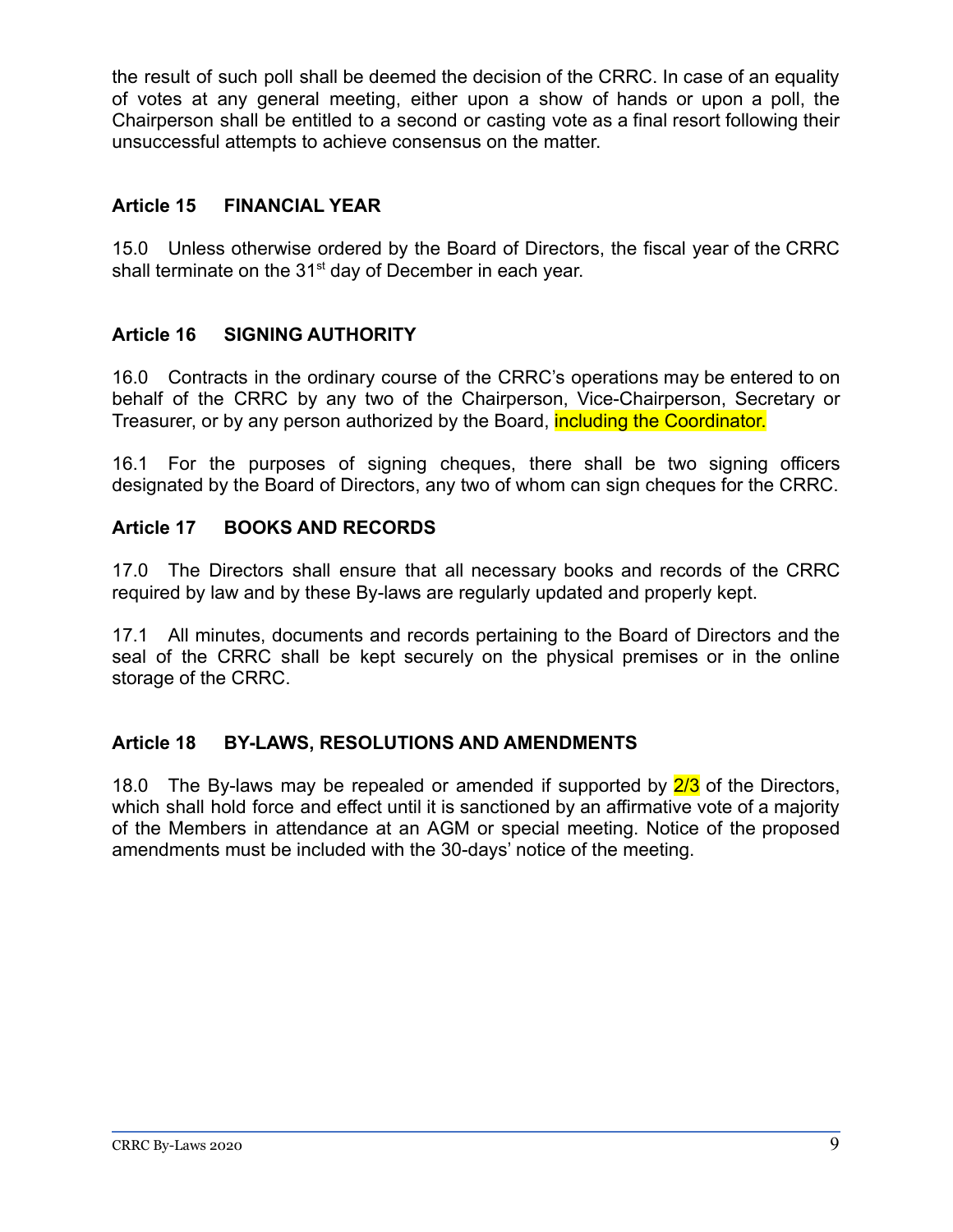the result of such poll shall be deemed the decision of the CRRC. In case of an equality of votes at any general meeting, either upon a show of hands or upon a poll, the Chairperson shall be entitled to a second or casting vote as a final resort following their unsuccessful attempts to achieve consensus on the matter.

### Article 15 FINANCIAL YEAR

15.0 Unless otherwise ordered by the Board of Directors, the fiscal year of the CRRC shall terminate on the 31st day of December in each year.

### Article 16 SIGNING AUTHORITY

16.0 Contracts in the ordinary course of the CRRC's operations may be entered to on behalf of the CRRC by any two of the Chairperson, Vice-Chairperson, Secretary or Treasurer, or by any person authorized by the Board, including the Coordinator.

16.1 For the purposes of signing cheques, there shall be two signing officers designated by the Board of Directors, any two of whom can sign cheques for the CRRC.

### Article 17 BOOKS AND RECORDS

17.0 The Directors shall ensure that all necessary books and records of the CRRC required by law and by these By-laws are regularly updated and properly kept.

17.1 All minutes, documents and records pertaining to the Board of Directors and the seal of the CRRC shall be kept securely on the physical premises or in the online storage of the CRRC.

### Article 18 BY-LAWS, RESOLUTIONS AND AMENDMENTS

18.0 The By-laws may be repealed or amended if supported by 2/3 of the Directors, which shall hold force and effect until it is sanctioned by an affirmative vote of a majority of the Members in attendance at an AGM or special meeting. Notice of the proposed amendments must be included with the 30-days' notice of the meeting.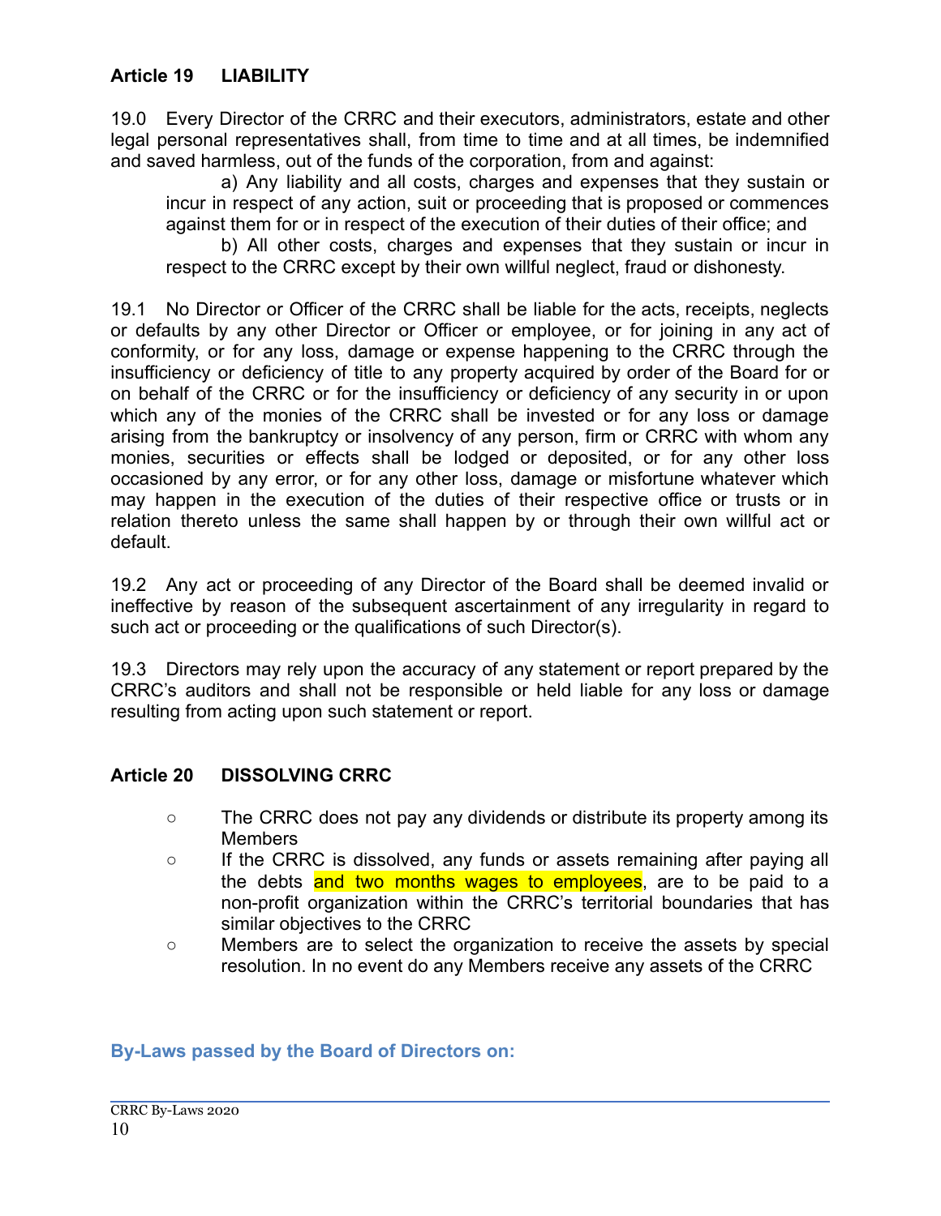## Article 19 LIABILITY

19.0 Every Director of the CRRC and their executors, administrators, estate and other legal personal representatives shall, from time to time and at all times, be indemnified and saved harmless, out of the funds of the corporation, from and against:

a) Any liability and all costs, charges and expenses that they sustain or incur in respect of any action, suit or proceeding that is proposed or commences against them for or in respect of the execution of their duties of their office; and

b) All other costs, charges and expenses that they sustain or incur in respect to the CRRC except by their own willful neglect, fraud or dishonesty.

19.1 No Director or Officer of the CRRC shall be liable for the acts, receipts, neglects or defaults by any other Director or Officer or employee, or for joining in any act of conformity, or for any loss, damage or expense happening to the CRRC through the insufficiency or deficiency of title to any property acquired by order of the Board for or on behalf of the CRRC or for the insufficiency or deficiency of any security in or upon which any of the monies of the CRRC shall be invested or for any loss or damage arising from the bankruptcy or insolvency of any person, firm or CRRC with whom any monies, securities or effects shall be lodged or deposited, or for any other loss occasioned by any error, or for any other loss, damage or misfortune whatever which may happen in the execution of the duties of their respective office or trusts or in relation thereto unless the same shall happen by or through their own willful act or default.

19.2 Any act or proceeding of any Director of the Board shall be deemed invalid or ineffective by reason of the subsequent ascertainment of any irregularity in regard to such act or proceeding or the qualifications of such Director(s).

19.3 Directors may rely upon the accuracy of any statement or report prepared by the CRRC's auditors and shall not be responsible or held liable for any loss or damage resulting from acting upon such statement or report.

## Article 20 DISSOLVING CRRC

- The CRRC does not pay any dividends or distribute its property among its Members
- If the CRRC is dissolved, any funds or assets remaining after paying all the debts and two months wages to employees, are to be paid to a non-profit organization within the CRRC's territorial boundaries that has similar objectives to the CRRC
- Members are to select the organization to receive the assets by special resolution. In no event do any Members receive any assets of the CRRC

**By-Laws passed by the Board of Directors on:**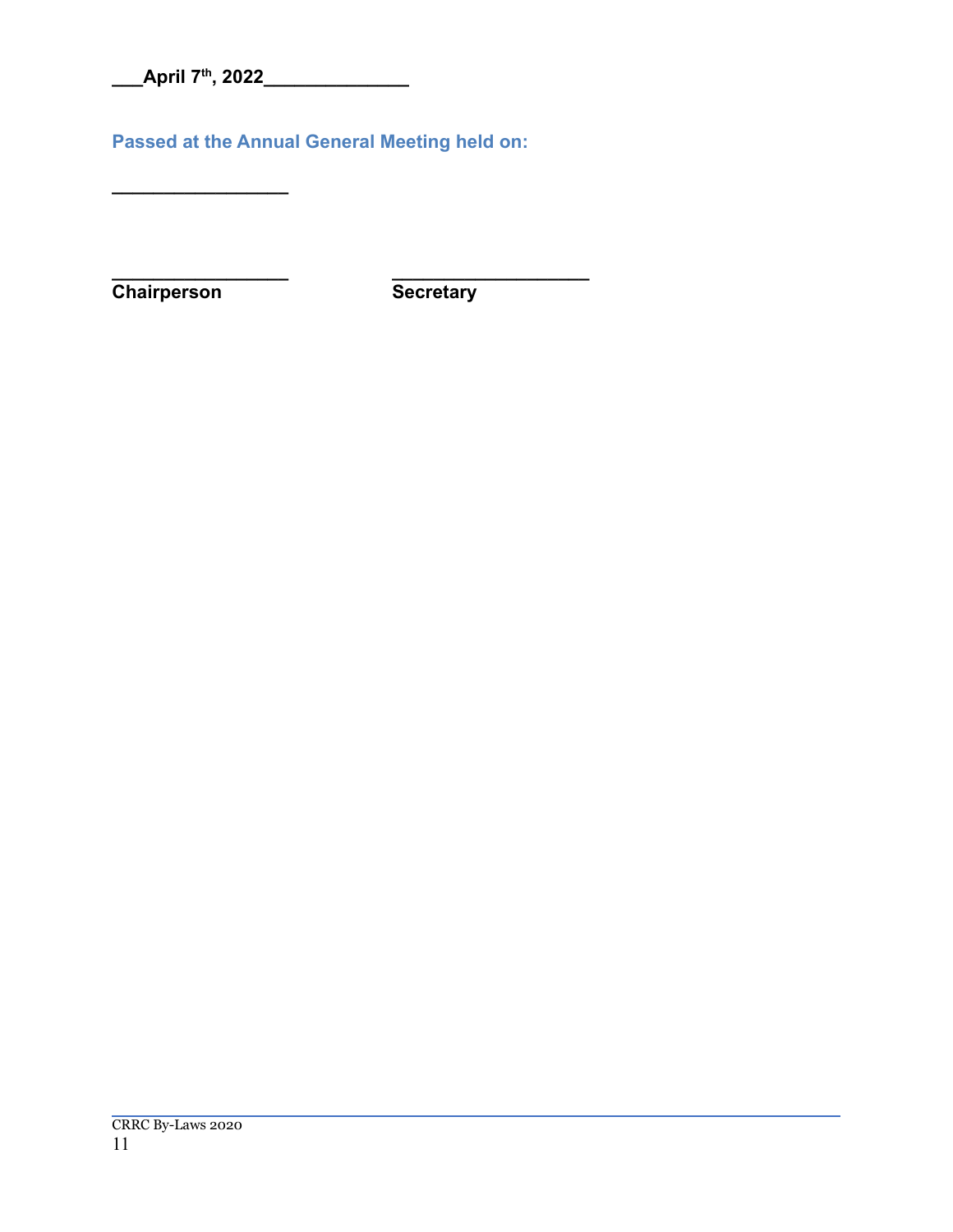**___April 7th, 2022_____________**

**Passed at the Annual General Meeting held on:**

**________________**

**________________**　　　　**__________________**
**Chairperson**　　　　　　　**Secretary**